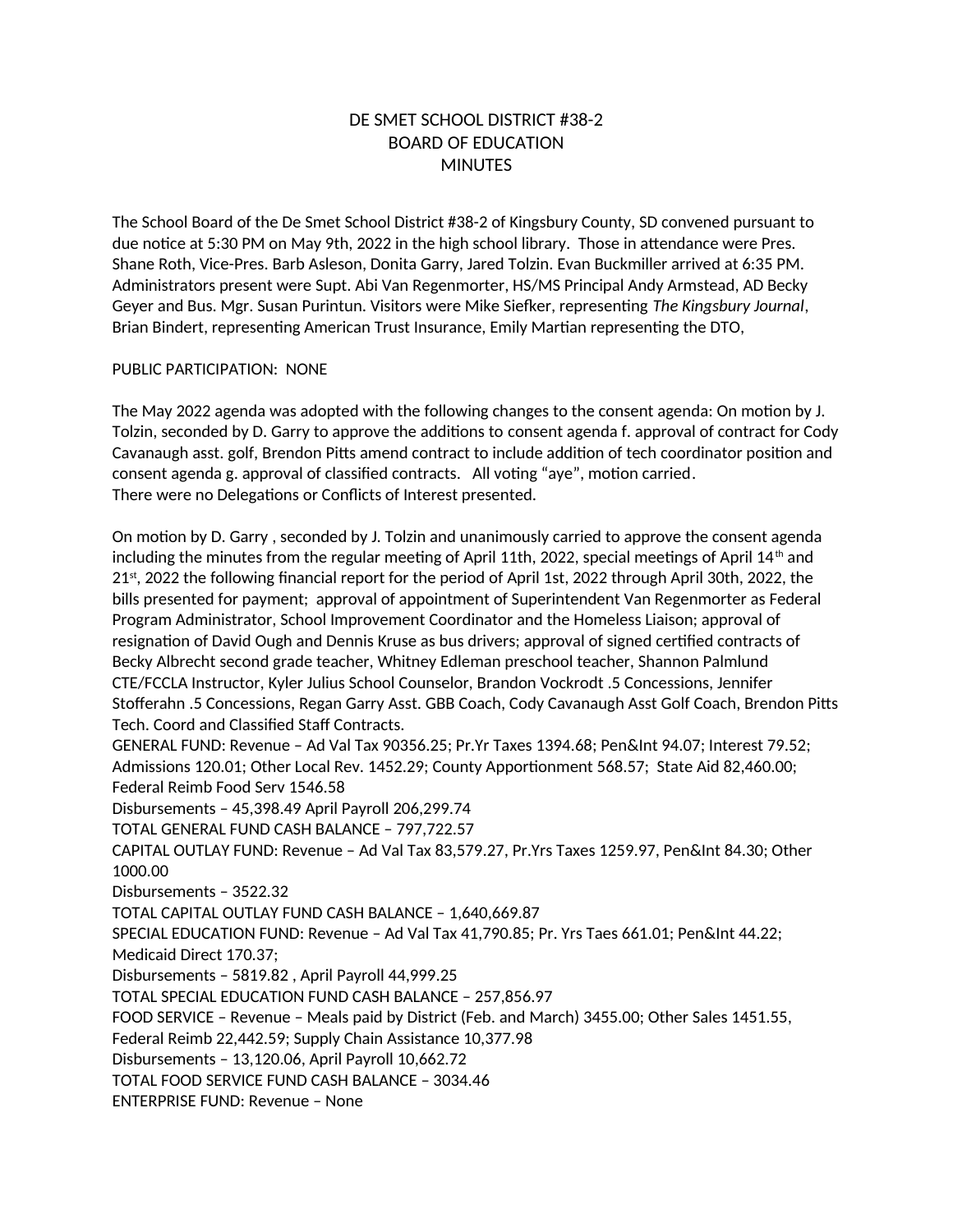# DE SMET SCHOOL DISTRICT #38-2
# BOARD OF EDUCATION
# MINUTES

The School Board of the De Smet School District #38-2 of Kingsbury County, SD convened pursuant to due notice at 5:30 PM on May 9th, 2022 in the high school library. Those in attendance were Pres. Shane Roth, Vice-Pres. Barb Asleson, Donita Garry, Jared Tolzin. Evan Buckmiller arrived at 6:35 PM. Administrators present were Supt. Abi Van Regenmorter, HS/MS Principal Andy Armstead, AD Becky Geyer and Bus. Mgr. Susan Purintun. Visitors were Mike Siefker, representing *The Kingsbury Journal*, Brian Bindert, representing American Trust Insurance, Emily Martian representing the DTO,

PUBLIC PARTICIPATION: NONE

The May 2022 agenda was adopted with the following changes to the consent agenda: On motion by J. Tolzin, seconded by D. Garry to approve the additions to consent agenda f. approval of contract for Cody Cavanaugh asst. golf, Brendon Pitts amend contract to include addition of tech coordinator position and consent agenda g. approval of classified contracts. All voting "aye", motion carried.
There were no Delegations or Conflicts of Interest presented.

On motion by D. Garry , seconded by J. Tolzin and unanimously carried to approve the consent agenda including the minutes from the regular meeting of April 11th, 2022, special meetings of April 14th and 21st, 2022 the following financial report for the period of April 1st, 2022 through April 30th, 2022, the bills presented for payment; approval of appointment of Superintendent Van Regenmorter as Federal Program Administrator, School Improvement Coordinator and the Homeless Liaison; approval of resignation of David Ough and Dennis Kruse as bus drivers; approval of signed certified contracts of Becky Albrecht second grade teacher, Whitney Edleman preschool teacher, Shannon Palmlund CTE/FCCLA Instructor, Kyler Julius School Counselor, Brandon Vockrodt .5 Concessions, Jennifer Stofferahn .5 Concessions, Regan Garry Asst. GBB Coach, Cody Cavanaugh Asst Golf Coach, Brendon Pitts Tech. Coord and Classified Staff Contracts.
GENERAL FUND: Revenue – Ad Val Tax 90356.25; Pr.Yr Taxes 1394.68; Pen&Int 94.07; Interest 79.52; Admissions 120.01; Other Local Rev. 1452.29; County Apportionment 568.57; State Aid 82,460.00; Federal Reimb Food Serv 1546.58
Disbursements – 45,398.49 April Payroll 206,299.74
TOTAL GENERAL FUND CASH BALANCE – 797,722.57
CAPITAL OUTLAY FUND: Revenue – Ad Val Tax 83,579.27, Pr.Yrs Taxes 1259.97, Pen&Int 84.30; Other 1000.00
Disbursements – 3522.32
TOTAL CAPITAL OUTLAY FUND CASH BALANCE – 1,640,669.87
SPECIAL EDUCATION FUND: Revenue – Ad Val Tax 41,790.85; Pr. Yrs Taes 661.01; Pen&Int 44.22; Medicaid Direct 170.37;
Disbursements – 5819.82 , April Payroll 44,999.25
TOTAL SPECIAL EDUCATION FUND CASH BALANCE – 257,856.97
FOOD SERVICE – Revenue – Meals paid by District (Feb. and March) 3455.00; Other Sales 1451.55, Federal Reimb 22,442.59; Supply Chain Assistance 10,377.98
Disbursements – 13,120.06, April Payroll 10,662.72
TOTAL FOOD SERVICE FUND CASH BALANCE – 3034.46
ENTERPRISE FUND: Revenue – None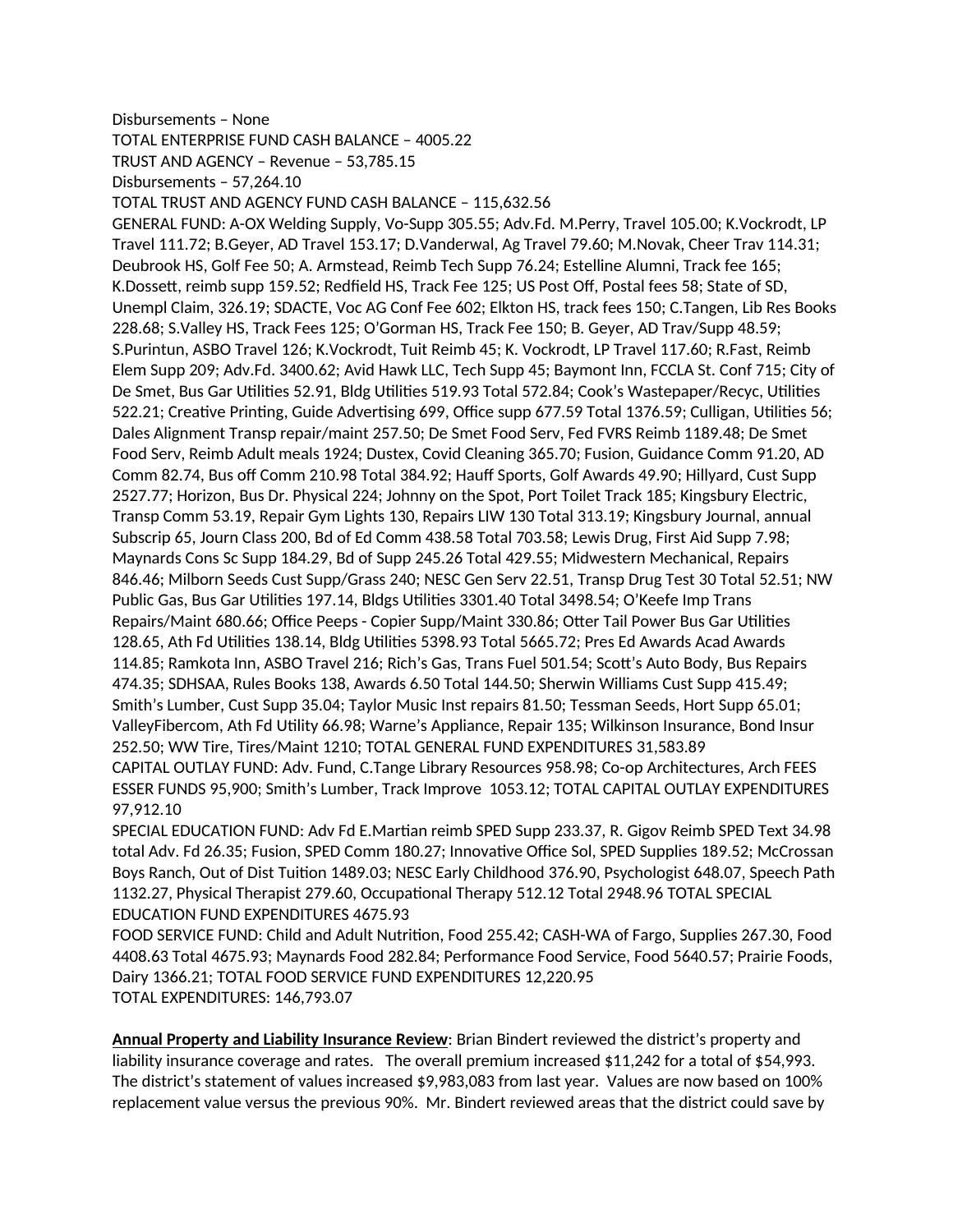Disbursements – None
TOTAL ENTERPRISE FUND CASH BALANCE – 4005.22
TRUST AND AGENCY – Revenue – 53,785.15
Disbursements – 57,264.10
TOTAL TRUST AND AGENCY FUND CASH BALANCE – 115,632.56
GENERAL FUND: A-OX Welding Supply, Vo-Supp 305.55; Adv.Fd. M.Perry, Travel 105.00; K.Vockrodt, LP Travel 111.72; B.Geyer, AD Travel 153.17; D.Vanderwal, Ag Travel 79.60; M.Novak, Cheer Trav 114.31; Deubrook HS, Golf Fee 50; A. Armstead, Reimb Tech Supp 76.24; Estelline Alumni, Track fee 165; K.Dossett, reimb supp 159.52; Redfield HS, Track Fee 125; US Post Off, Postal fees 58; State of SD, Unempl Claim, 326.19; SDACTE, Voc AG Conf Fee 602; Elkton HS, track fees 150; C.Tangen, Lib Res Books 228.68; S.Valley HS, Track Fees 125; O'Gorman HS, Track Fee 150; B. Geyer, AD Trav/Supp 48.59; S.Purintun, ASBO Travel 126; K.Vockrodt, Tuit Reimb 45; K. Vockrodt, LP Travel 117.60; R.Fast, Reimb Elem Supp 209; Adv.Fd. 3400.62; Avid Hawk LLC, Tech Supp 45; Baymont Inn, FCCLA St. Conf 715; City of De Smet, Bus Gar Utilities 52.91, Bldg Utilities 519.93 Total 572.84; Cook's Wastepaper/Recyc, Utilities 522.21; Creative Printing, Guide Advertising 699, Office supp 677.59 Total 1376.59; Culligan, Utilities 56; Dales Alignment Transp repair/maint 257.50; De Smet Food Serv, Fed FVRS Reimb 1189.48; De Smet Food Serv, Reimb Adult meals 1924; Dustex, Covid Cleaning 365.70; Fusion, Guidance Comm 91.20, AD Comm 82.74, Bus off Comm 210.98 Total 384.92; Hauff Sports, Golf Awards 49.90; Hillyard, Cust Supp 2527.77; Horizon, Bus Dr. Physical 224; Johnny on the Spot, Port Toilet Track 185; Kingsbury Electric, Transp Comm 53.19, Repair Gym Lights 130, Repairs LIW 130 Total 313.19; Kingsbury Journal, annual Subscrip 65, Journ Class 200, Bd of Ed Comm 438.58 Total 703.58; Lewis Drug, First Aid Supp 7.98; Maynards Cons Sc Supp 184.29, Bd of Supp 245.26 Total 429.55; Midwestern Mechanical, Repairs 846.46; Milborn Seeds Cust Supp/Grass 240; NESC Gen Serv 22.51, Transp Drug Test 30 Total 52.51; NW Public Gas, Bus Gar Utilities 197.14, Bldgs Utilities 3301.40 Total 3498.54; O'Keefe Imp Trans Repairs/Maint 680.66; Office Peeps - Copier Supp/Maint 330.86; Otter Tail Power Bus Gar Utilities 128.65, Ath Fd Utilities 138.14, Bldg Utilities 5398.93 Total 5665.72; Pres Ed Awards Acad Awards 114.85; Ramkota Inn, ASBO Travel 216; Rich's Gas, Trans Fuel 501.54; Scott's Auto Body, Bus Repairs 474.35; SDHSAA, Rules Books 138, Awards 6.50 Total 144.50; Sherwin Williams Cust Supp 415.49; Smith's Lumber, Cust Supp 35.04; Taylor Music Inst repairs 81.50; Tessman Seeds, Hort Supp 65.01; ValleyFibercom, Ath Fd Utility 66.98; Warne's Appliance, Repair 135; Wilkinson Insurance, Bond Insur 252.50; WW Tire, Tires/Maint 1210; TOTAL GENERAL FUND EXPENDITURES 31,583.89
CAPITAL OUTLAY FUND: Adv. Fund, C.Tange Library Resources 958.98; Co-op Architectures, Arch FEES ESSER FUNDS 95,900; Smith's Lumber, Track Improve 1053.12; TOTAL CAPITAL OUTLAY EXPENDITURES 97,912.10
SPECIAL EDUCATION FUND: Adv Fd E.Martian reimb SPED Supp 233.37, R. Gigov Reimb SPED Text 34.98 total Adv. Fd 26.35; Fusion, SPED Comm 180.27; Innovative Office Sol, SPED Supplies 189.52; McCrossan Boys Ranch, Out of Dist Tuition 1489.03; NESC Early Childhood 376.90, Psychologist 648.07, Speech Path 1132.27, Physical Therapist 279.60, Occupational Therapy 512.12 Total 2948.96 TOTAL SPECIAL EDUCATION FUND EXPENDITURES 4675.93
FOOD SERVICE FUND: Child and Adult Nutrition, Food 255.42; CASH-WA of Fargo, Supplies 267.30, Food 4408.63 Total 4675.93; Maynards Food 282.84; Performance Food Service, Food 5640.57; Prairie Foods, Dairy 1366.21; TOTAL FOOD SERVICE FUND EXPENDITURES 12,220.95
TOTAL EXPENDITURES: 146,793.07

**Annual Property and Liability Insurance Review**: Brian Bindert reviewed the district's property and liability insurance coverage and rates. The overall premium increased $11,242 for a total of $54,993. The district's statement of values increased $9,983,083 from last year. Values are now based on 100% replacement value versus the previous 90%. Mr. Bindert reviewed areas that the district could save by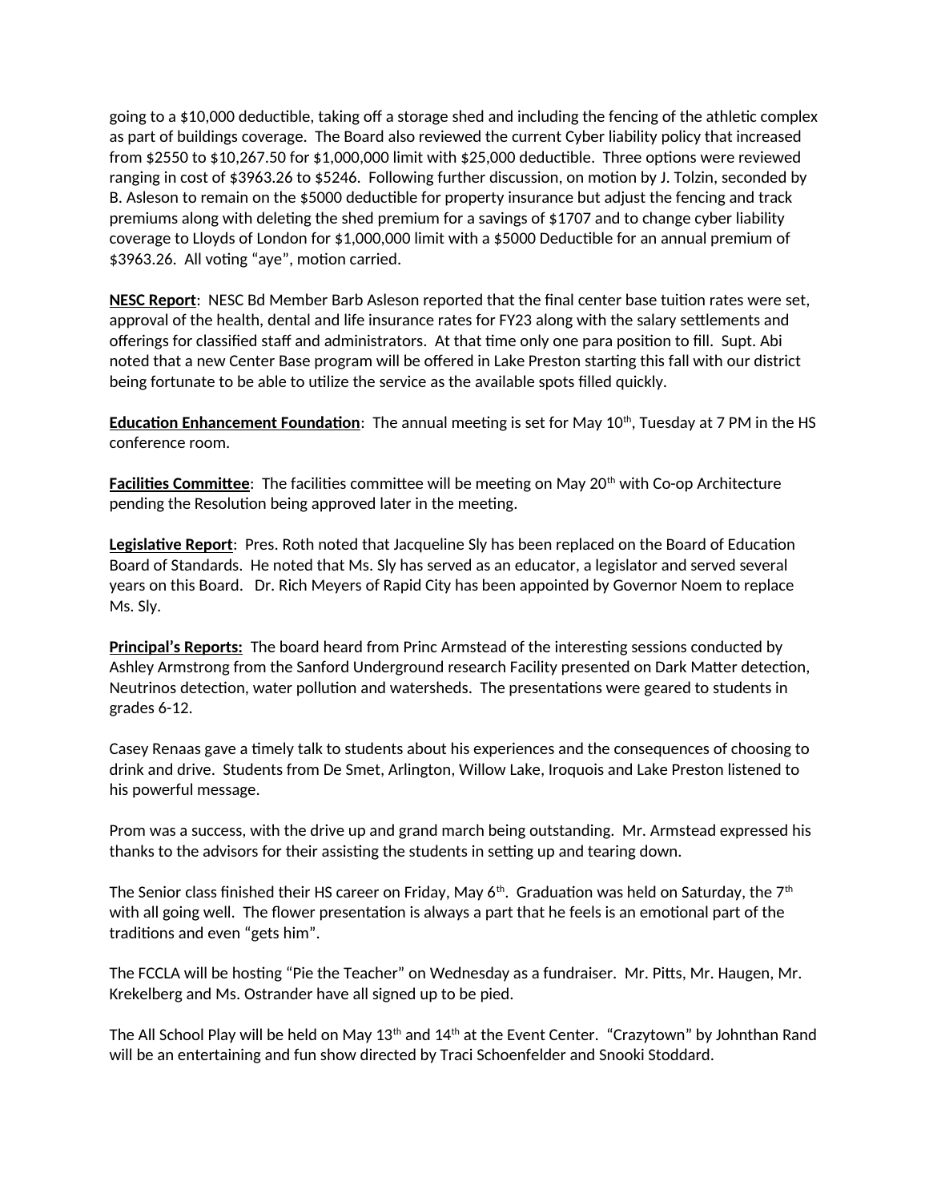going to a $10,000 deductible, taking off a storage shed and including the fencing of the athletic complex as part of buildings coverage. The Board also reviewed the current Cyber liability policy that increased from $2550 to $10,267.50 for $1,000,000 limit with $25,000 deductible. Three options were reviewed ranging in cost of $3963.26 to $5246. Following further discussion, on motion by J. Tolzin, seconded by B. Asleson to remain on the $5000 deductible for property insurance but adjust the fencing and track premiums along with deleting the shed premium for a savings of $1707 and to change cyber liability coverage to Lloyds of London for $1,000,000 limit with a $5000 Deductible for an annual premium of $3963.26. All voting "aye", motion carried.

**NESC Report**: NESC Bd Member Barb Asleson reported that the final center base tuition rates were set, approval of the health, dental and life insurance rates for FY23 along with the salary settlements and offerings for classified staff and administrators. At that time only one para position to fill. Supt. Abi noted that a new Center Base program will be offered in Lake Preston starting this fall with our district being fortunate to be able to utilize the service as the available spots filled quickly.

**Education Enhancement Foundation**: The annual meeting is set for May 10th, Tuesday at 7 PM in the HS conference room.

**Facilities Committee**: The facilities committee will be meeting on May 20th with Co-op Architecture pending the Resolution being approved later in the meeting.

**Legislative Report**: Pres. Roth noted that Jacqueline Sly has been replaced on the Board of Education Board of Standards. He noted that Ms. Sly has served as an educator, a legislator and served several years on this Board. Dr. Rich Meyers of Rapid City has been appointed by Governor Noem to replace Ms. Sly.

**Principal's Reports:** The board heard from Princ Armstead of the interesting sessions conducted by Ashley Armstrong from the Sanford Underground research Facility presented on Dark Matter detection, Neutrinos detection, water pollution and watersheds. The presentations were geared to students in grades 6-12.

Casey Renaas gave a timely talk to students about his experiences and the consequences of choosing to drink and drive. Students from De Smet, Arlington, Willow Lake, Iroquois and Lake Preston listened to his powerful message.

Prom was a success, with the drive up and grand march being outstanding. Mr. Armstead expressed his thanks to the advisors for their assisting the students in setting up and tearing down.

The Senior class finished their HS career on Friday, May 6th. Graduation was held on Saturday, the 7th with all going well. The flower presentation is always a part that he feels is an emotional part of the traditions and even "gets him".

The FCCLA will be hosting "Pie the Teacher" on Wednesday as a fundraiser. Mr. Pitts, Mr. Haugen, Mr. Krekelberg and Ms. Ostrander have all signed up to be pied.

The All School Play will be held on May 13th and 14th at the Event Center. "Crazytown" by Johnthan Rand will be an entertaining and fun show directed by Traci Schoenfelder and Snooki Stoddard.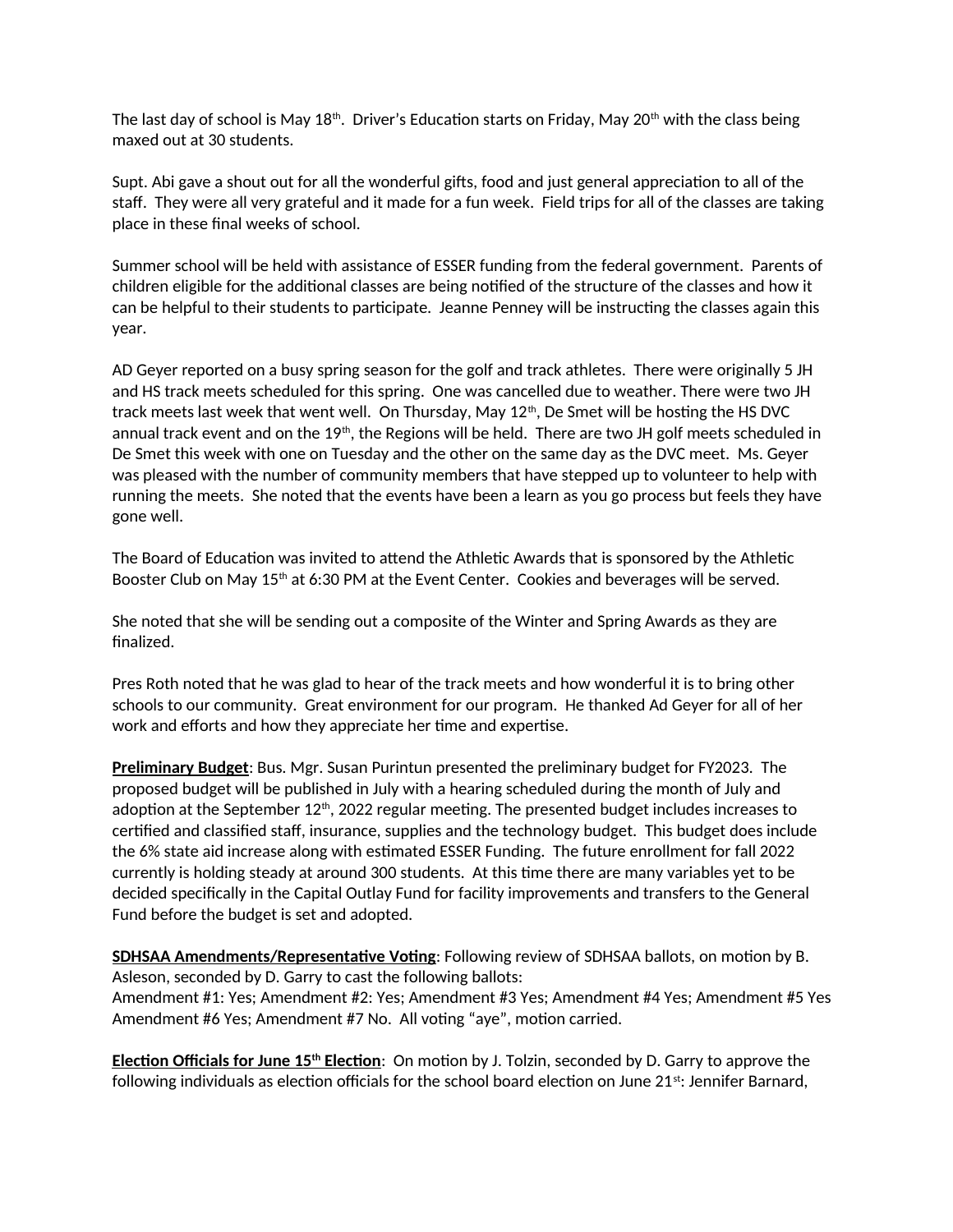The last day of school is May 18th. Driver's Education starts on Friday, May 20th with the class being maxed out at 30 students.

Supt. Abi gave a shout out for all the wonderful gifts, food and just general appreciation to all of the staff. They were all very grateful and it made for a fun week. Field trips for all of the classes are taking place in these final weeks of school.

Summer school will be held with assistance of ESSER funding from the federal government. Parents of children eligible for the additional classes are being notified of the structure of the classes and how it can be helpful to their students to participate. Jeanne Penney will be instructing the classes again this year.

AD Geyer reported on a busy spring season for the golf and track athletes. There were originally 5 JH and HS track meets scheduled for this spring. One was cancelled due to weather. There were two JH track meets last week that went well. On Thursday, May 12th, De Smet will be hosting the HS DVC annual track event and on the 19th, the Regions will be held. There are two JH golf meets scheduled in De Smet this week with one on Tuesday and the other on the same day as the DVC meet. Ms. Geyer was pleased with the number of community members that have stepped up to volunteer to help with running the meets. She noted that the events have been a learn as you go process but feels they have gone well.

The Board of Education was invited to attend the Athletic Awards that is sponsored by the Athletic Booster Club on May 15th at 6:30 PM at the Event Center. Cookies and beverages will be served.

She noted that she will be sending out a composite of the Winter and Spring Awards as they are finalized.

Pres Roth noted that he was glad to hear of the track meets and how wonderful it is to bring other schools to our community. Great environment for our program. He thanked Ad Geyer for all of her work and efforts and how they appreciate her time and expertise.

**Preliminary Budget**: Bus. Mgr. Susan Purintun presented the preliminary budget for FY2023. The proposed budget will be published in July with a hearing scheduled during the month of July and adoption at the September 12th, 2022 regular meeting. The presented budget includes increases to certified and classified staff, insurance, supplies and the technology budget. This budget does include the 6% state aid increase along with estimated ESSER Funding. The future enrollment for fall 2022 currently is holding steady at around 300 students. At this time there are many variables yet to be decided specifically in the Capital Outlay Fund for facility improvements and transfers to the General Fund before the budget is set and adopted.

**SDHSAA Amendments/Representative Voting**: Following review of SDHSAA ballots, on motion by B. Asleson, seconded by D. Garry to cast the following ballots:
Amendment #1: Yes; Amendment #2: Yes; Amendment #3 Yes; Amendment #4 Yes; Amendment #5 Yes Amendment #6 Yes; Amendment #7 No. All voting "aye", motion carried.

**Election Officials for June 15th Election**: On motion by J. Tolzin, seconded by D. Garry to approve the following individuals as election officials for the school board election on June 21st: Jennifer Barnard,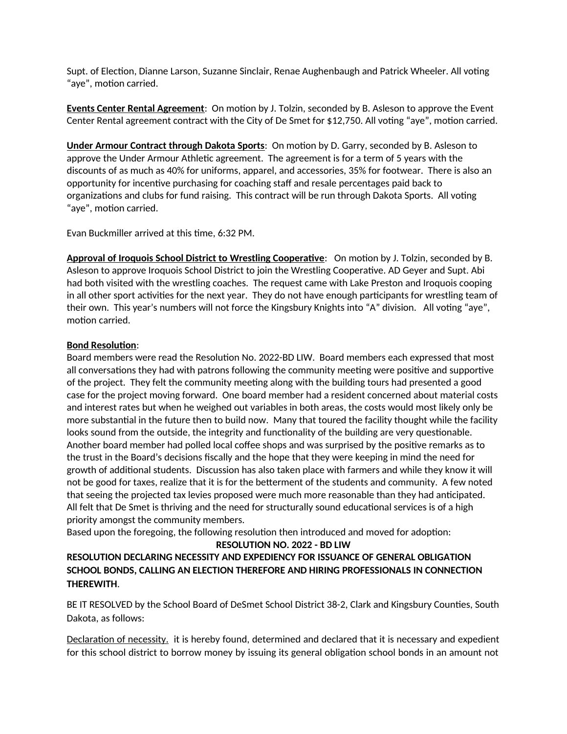Supt. of Election, Dianne Larson, Suzanne Sinclair, Renae Aughenbaugh and Patrick Wheeler. All voting "aye", motion carried.

**Events Center Rental Agreement**: On motion by J. Tolzin, seconded by B. Asleson to approve the Event Center Rental agreement contract with the City of De Smet for $12,750. All voting "aye", motion carried.

**Under Armour Contract through Dakota Sports**: On motion by D. Garry, seconded by B. Asleson to approve the Under Armour Athletic agreement. The agreement is for a term of 5 years with the discounts of as much as 40% for uniforms, apparel, and accessories, 35% for footwear. There is also an opportunity for incentive purchasing for coaching staff and resale percentages paid back to organizations and clubs for fund raising. This contract will be run through Dakota Sports. All voting "aye", motion carried.

Evan Buckmiller arrived at this time, 6:32 PM.

**Approval of Iroquois School District to Wrestling Cooperative**: On motion by J. Tolzin, seconded by B. Asleson to approve Iroquois School District to join the Wrestling Cooperative. AD Geyer and Supt. Abi had both visited with the wrestling coaches. The request came with Lake Preston and Iroquois cooping in all other sport activities for the next year. They do not have enough participants for wrestling team of their own. This year's numbers will not force the Kingsbury Knights into "A" division. All voting "aye", motion carried.

**Bond Resolution**:
Board members were read the Resolution No. 2022-BD LIW. Board members each expressed that most all conversations they had with patrons following the community meeting were positive and supportive of the project. They felt the community meeting along with the building tours had presented a good case for the project moving forward. One board member had a resident concerned about material costs and interest rates but when he weighed out variables in both areas, the costs would most likely only be more substantial in the future then to build now. Many that toured the facility thought while the facility looks sound from the outside, the integrity and functionality of the building are very questionable. Another board member had polled local coffee shops and was surprised by the positive remarks as to the trust in the Board's decisions fiscally and the hope that they were keeping in mind the need for growth of additional students. Discussion has also taken place with farmers and while they know it will not be good for taxes, realize that it is for the betterment of the students and community. A few noted that seeing the projected tax levies proposed were much more reasonable than they had anticipated. All felt that De Smet is thriving and the need for structurally sound educational services is of a high priority amongst the community members.
Based upon the foregoing, the following resolution then introduced and moved for adoption:

**RESOLUTION NO. 2022 - BD LIW**

**RESOLUTION DECLARING NECESSITY AND EXPEDIENCY FOR ISSUANCE OF GENERAL OBLIGATION SCHOOL BONDS, CALLING AN ELECTION THEREFORE AND HIRING PROFESSIONALS IN CONNECTION THEREWITH**.

BE IT RESOLVED by the School Board of DeSmet School District 38-2, Clark and Kingsbury Counties, South Dakota, as follows:

Declaration of necessity. it is hereby found, determined and declared that it is necessary and expedient for this school district to borrow money by issuing its general obligation school bonds in an amount not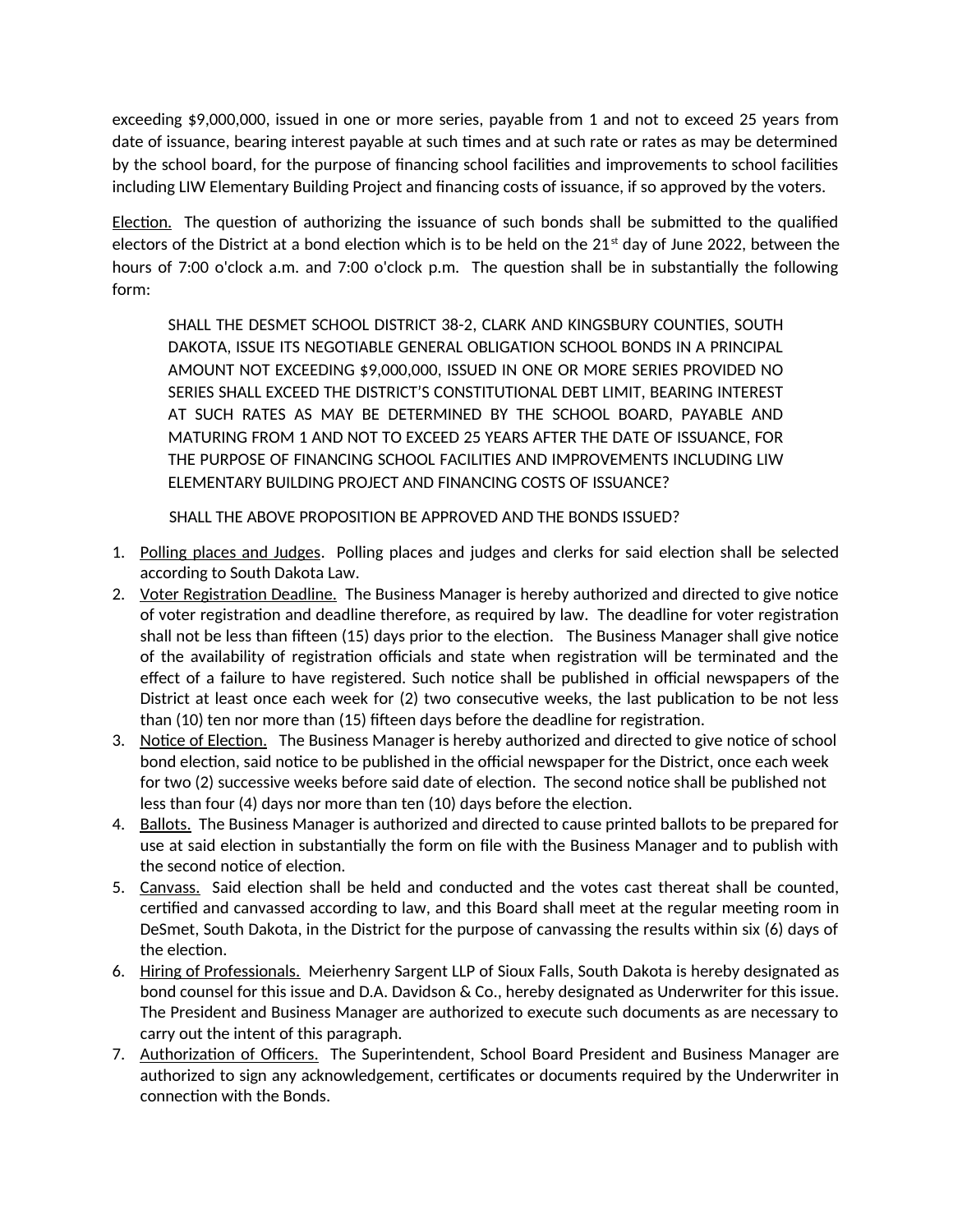exceeding $9,000,000, issued in one or more series, payable from 1 and not to exceed 25 years from date of issuance, bearing interest payable at such times and at such rate or rates as may be determined by the school board, for the purpose of financing school facilities and improvements to school facilities including LIW Elementary Building Project and financing costs of issuance, if so approved by the voters.

<u>Election.</u> The question of authorizing the issuance of such bonds shall be submitted to the qualified electors of the District at a bond election which is to be held on the 21st day of June 2022, between the hours of 7:00 o'clock a.m. and 7:00 o'clock p.m. The question shall be in substantially the following form:

> SHALL THE DESMET SCHOOL DISTRICT 38-2, CLARK AND KINGSBURY COUNTIES, SOUTH DAKOTA, ISSUE ITS NEGOTIABLE GENERAL OBLIGATION SCHOOL BONDS IN A PRINCIPAL AMOUNT NOT EXCEEDING $9,000,000, ISSUED IN ONE OR MORE SERIES PROVIDED NO SERIES SHALL EXCEED THE DISTRICT'S CONSTITUTIONAL DEBT LIMIT, BEARING INTEREST AT SUCH RATES AS MAY BE DETERMINED BY THE SCHOOL BOARD, PAYABLE AND MATURING FROM 1 AND NOT TO EXCEED 25 YEARS AFTER THE DATE OF ISSUANCE, FOR THE PURPOSE OF FINANCING SCHOOL FACILITIES AND IMPROVEMENTS INCLUDING LIW ELEMENTARY BUILDING PROJECT AND FINANCING COSTS OF ISSUANCE?
>
> SHALL THE ABOVE PROPOSITION BE APPROVED AND THE BONDS ISSUED?

1. <u>Polling places and Judges</u>. Polling places and judges and clerks for said election shall be selected according to South Dakota Law.
2. <u>Voter Registration Deadline.</u> The Business Manager is hereby authorized and directed to give notice of voter registration and deadline therefore, as required by law. The deadline for voter registration shall not be less than fifteen (15) days prior to the election. The Business Manager shall give notice of the availability of registration officials and state when registration will be terminated and the effect of a failure to have registered. Such notice shall be published in official newspapers of the District at least once each week for (2) two consecutive weeks, the last publication to be not less than (10) ten nor more than (15) fifteen days before the deadline for registration.
3. <u>Notice of Election.</u> The Business Manager is hereby authorized and directed to give notice of school bond election, said notice to be published in the official newspaper for the District, once each week for two (2) successive weeks before said date of election. The second notice shall be published not less than four (4) days nor more than ten (10) days before the election.
4. <u>Ballots.</u> The Business Manager is authorized and directed to cause printed ballots to be prepared for use at said election in substantially the form on file with the Business Manager and to publish with the second notice of election.
5. <u>Canvass.</u> Said election shall be held and conducted and the votes cast thereat shall be counted, certified and canvassed according to law, and this Board shall meet at the regular meeting room in DeSmet, South Dakota, in the District for the purpose of canvassing the results within six (6) days of the election.
6. <u>Hiring of Professionals.</u> Meierhenry Sargent LLP of Sioux Falls, South Dakota is hereby designated as bond counsel for this issue and D.A. Davidson & Co., hereby designated as Underwriter for this issue. The President and Business Manager are authorized to execute such documents as are necessary to carry out the intent of this paragraph.
7. <u>Authorization of Officers.</u> The Superintendent, School Board President and Business Manager are authorized to sign any acknowledgement, certificates or documents required by the Underwriter in connection with the Bonds.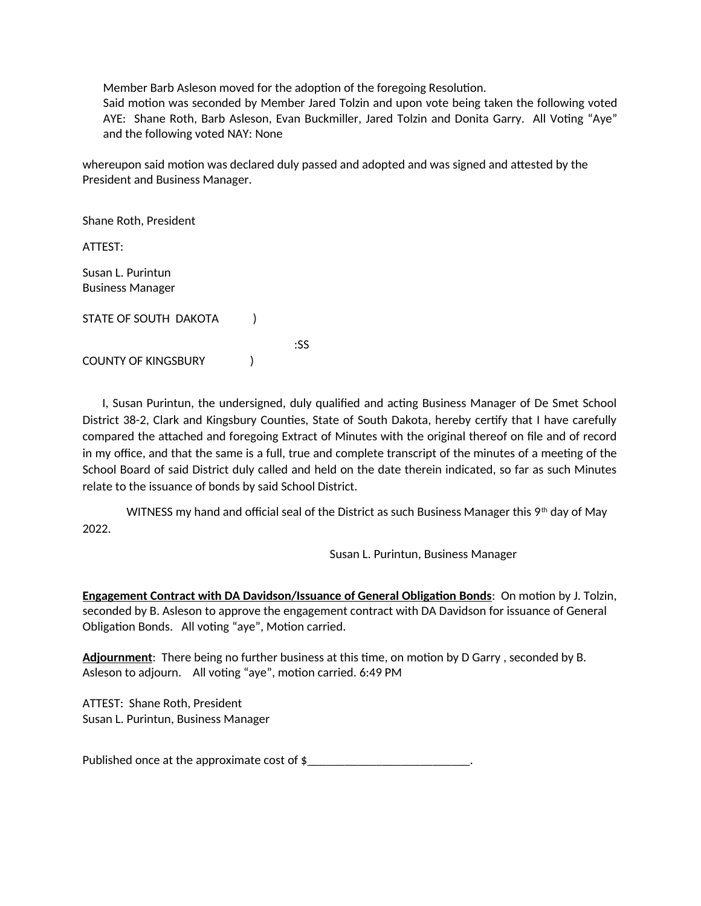Member Barb Asleson moved for the adoption of the foregoing Resolution.
Said motion was seconded by Member Jared Tolzin and upon vote being taken the following voted AYE: Shane Roth, Barb Asleson, Evan Buckmiller, Jared Tolzin and Donita Garry. All Voting "Aye" and the following voted NAY: None

whereupon said motion was declared duly passed and adopted and was signed and attested by the President and Business Manager.

Shane Roth, President

ATTEST:

Susan L. Purintun
Business Manager

STATE OF SOUTH DAKOTA )
:SS
COUNTY OF KINGSBURY )

I, Susan Purintun, the undersigned, duly qualified and acting Business Manager of De Smet School District 38-2, Clark and Kingsbury Counties, State of South Dakota, hereby certify that I have carefully compared the attached and foregoing Extract of Minutes with the original thereof on file and of record in my office, and that the same is a full, true and complete transcript of the minutes of a meeting of the School Board of said District duly called and held on the date therein indicated, so far as such Minutes relate to the issuance of bonds by said School District.

WITNESS my hand and official seal of the District as such Business Manager this 9th day of May 2022.

Susan L. Purintun, Business Manager

**Engagement Contract with DA Davidson/Issuance of General Obligation Bonds**: On motion by J. Tolzin, seconded by B. Asleson to approve the engagement contract with DA Davidson for issuance of General Obligation Bonds. All voting "aye", Motion carried.

**Adjournment**: There being no further business at this time, on motion by D Garry , seconded by B. Asleson to adjourn. All voting "aye", motion carried. 6:49 PM

ATTEST: Shane Roth, President
Susan L. Purintun, Business Manager

Published once at the approximate cost of $___________________________.